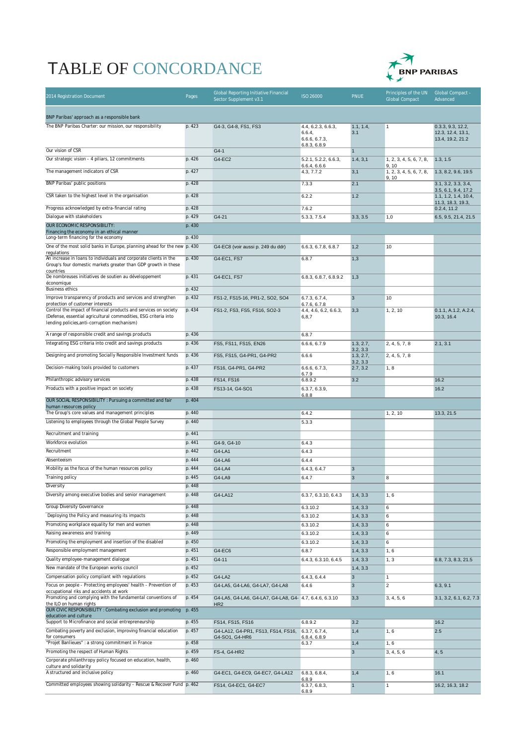# TABLE OF CONCORDANCE

| 2014 Registration Document | Pages | Global Reporting Initiative Financial Sector Supplement v3.1 | ISO 26000 | PNUE | Principles of the UN Global Compact | Global Compact - Advanced |
|---|---|---|---|---|---|---|
| BNP Paribas' approach as a responsible bank | | | | | | |
| The BNP Paribas Charter: our mission, our responsibility | p. 423 | G4-3, G4-8, FS1, FS3 | 4.4, 6.2.3, 6.6.3, 6.6.4, 6.6.6, 6.7.3, 6.8.3, 6.8.9 | 1.1, 1.4, 3.1 | 1 | 0.3.3, 9.3, 12.2, 12.3, 12.4, 13.1, 13.4, 19.2, 21.2 |
| Our vision of CSR | | G4-1 | | 1 | | |
| Our strategic vision - 4 piliars, 12 commitments | p. 426 | G4-EC2 | 5.2.1, 5.2.2, 6.6.3, 6.6.4, 6.6.6 | 1.4, 3,1 | 1, 2, 3, 4, 5, 6, 7, 8, 9, 10 | 1.3, 1.5 |
| The management indicators of CSR | p. 427 | | 4.3, 7.7.2 | 3,1 | 1, 2, 3, 4, 5, 6, 7, 8, 9, 10 | 1.3, 8.2, 9.6, 19.5 |
| BNP Paribas' public positions | p. 428 | | 7.3.3 | 2.1 | | 3.1, 3.2, 3.3, 3.4, 3.5, 6.1, 9.4, 17.2 |
| CSR taken to the highest level in the organisation | p. 428 | | 6.2.2 | 1.2 | | 1.1, 1.2, 1.4, 10.4, 11.3, 18.3, 19.3, |
| Progress acknowledged by extra-financial rating | p. 428 | | 7.6.2 | | | 0.2.4, 11.2 |
| Dialogue with stakeholders | p. 429 | G4-21 | 5.3.3, 7.5.4 | 3.3, 3.5 | 1,0 | 6.5, 9.5, 21.4, 21.5 |
| OUR ECONOMIC RESPONSIBILITY: Financing the economy in an ethical manner | p. 430 | | | | | |
| Long-term financing for the economy | p. 430 | | | | | |
| One of the most solid banks in Europe, planning ahead for the new regulations | p. 430 | G4-EC8 (voir aussi p. 249 du ddr) | 6.6.3, 6.7.8, 6.8.7 | 1,2 | 10 | |
| An increase in loans to individuals and corporate clients in the Group's four domestic markets greater than GDP growth in these countries | p. 430 | G4-EC1, FS7 | 6.8.7 | 1,3 | | |
| De nombreuses initiatives de soutien au développement économique | p. 431 | G4-EC1, FS7 | 6.8.3, 6.8.7, 6.8.9.2 | 1,3 | | |
| Business ethics | p. 432 | | | | | |
| Improve transparency of products and services and strengthen protection of customer interests | p. 432 | FS1-2, FS15-16, PR1-2, SO2, SO4 | 6.7.3, 6.7.4, 6.7.6, 6.7.8 | 3 | 10 | |
| Control the impact of financial products and services on society (Defense, essential agricultural commodities, ESG criteria into lending policies,anti-corruption mechanism) | p. 434 | FS1-2, FS3, FS5, FS16, SO2-3 | 4.4, 4.6, 6.2, 6.6.3, 6,8,7 | 3,3 | 1, 2, 10 | 0.1.1, A.1.2, A.2.4, 10.3, 16.4 |
| A range of responsible credit and savings products | p. 436 | | 6.8.7 | | | |
| Integrating ESG criteria into credit and savings products | p. 436 | FS5, FS11, FS15, EN26 | 6.6.6, 6.7.9 | 1.3, 2.7, 3.2, 3.3 | 2, 4, 5, 7, 8 | 2.1, 3.1 |
| Designing and promoting Socially Responsible Investment funds | p. 436 | FS5, FS15, G4-PR1, G4-PR2 | 6.6.6 | 1.3, 2.7, 3.2, 3.3 | 2, 4, 5, 7, 8 | |
| Decision-making tools provided to customers | p. 437 | FS16, G4-PR1, G4-PR2 | 6.6.6, 6.7.3, 6.7.9 | 2.7, 3.2 | 1, 8 | |
| Philanthropic advisory services | p. 438 | FS14, FS16 | 6.8.9.2 | 3.2 | | 16.2 |
| Products with a positive impact on society | p. 438 | FS13-14, G4-SO1 | 6.3.7, 6.3.9, 6.8.8 | | | 16.2 |
| OUR SOCIAL RESPONSIBILITY : Pursuing a committed and fair human resources policy | p. 404 | | | | | |
| The Group's core values and management principles | p. 440 | | 6.4.2 | | 1, 2, 10 | 13.3, 21.5 |
| Listening to employees through the Global People Survey | p. 440 | | 5.3.3 | | | |
| Recruitment and training | p. 441 | | | | | |
| Workforce evolution | p. 441 | G4-9, G4-10 | 6.4.3 | | | |
| Recruitment | p. 442 | G4-LA1 | 6.4.3 | | | |
| Absenteeism | p. 444 | G4-LA6 | 6.4.4 | | | |
| Mobility as the focus of the human resources policy | p. 444 | G4-LA4 | 6.4.3, 6.4.7 | 3 | | |
| Training policy | p. 445 | G4-LA9 | 6.4.7 | 3 | 8 | |
| Diversity | p. 448 | | | | | |
| Diversity among executive bodies and senior management | p. 448 | G4-LA12 | 6.3.7, 6.3.10, 6.4.3 | 1.4, 3.3 | 1, 6 | |
| Group Diversity Governance | p. 448 | | 6.3.10.2 | 1.4, 3.3 | 6 | |
| Deploying the Policy and measuring its impacts | p. 448 | | 6.3.10.2 | 1.4, 3.3 | 6 | |
| Promoting workplace equality for men and women | p. 448 | | 6.3.10.2 | 1.4, 3.3 | 6 | |
| Raising awareness and training | p. 449 | | 6.3.10.2 | 1.4, 3.3 | 6 | |
| Promoting the employment and insertion of the disabled | p. 450 | | 6.3.10.2 | 1.4, 3.3 | 6 | |
| Responsible employment management | p. 451 | G4-EC6 | 6.8.7 | 1.4, 3.3 | 1, 6 | |
| Quality employee-management dialogue | p. 451 | G4-11 | 6.4.3, 6.3.10, 6.4.5 | 1.4, 3.3 | 1, 3 | 6.8, 7.3, 8.3, 21.5 |
| New mandate of the European works council | p. 452 | | | 1.4, 3.3 | | |
| Compensation policy compliant with regulations | p. 452 | G4-LA2 | 6.4.3, 6.4.4 | 3 | 1 | |
| Focus on people - Protecting employees' health - Prevention of occupational riks and accidents at work | p. 453 | G4-LA5, G4-LA6, G4-LA7, G4-LA8 | 6.4.6 | 3 | 2 | 6.3, 9.1 |
| Promoting and complying with the fundamental conventions of the ILO on human rights | p. 454 | G4-LA5, G4-LA6, G4-LA7, G4-LA8, G4-HR2 | 4.7, 6.4.6, 6.3.10 | 3,3 | 3, 4, 5, 6 | 3.1, 3.2, 6.1, 6.2, 7.3 |
| OUR CIVIC RESPONSIBILITY : Combating exclusion and promoting education and culture | p. 455 | | | | | |
| Support to Microfinance and social entrepreneurship | p. 455 | FS14, FS15, FS16 | 6.8.9.2 | 3.2 | | 16.2 |
| Combating poverty and exclusion, improving financial education for consumers | p. 457 | G4-LA12, G4-PR1, FS13, FS14, FS16, G4-SO1, G4-HR6 | 6.3.7, 6.7.4, 6.8.4, 6.8.9 | 1,4 | 1, 6 | 2.5 |
| "Projet Banlieues" : a strong commitment in France | p. 458 | | 6.3.7 | 1,4 | 1, 6 | |
| Promoting the respect of Human Rights | p. 459 | FS-4, G4-HR2 | | 3 | 3, 4, 5, 6 | 4, 5 |
| Corporate philanthropy policy focused on education, health, culture and solidarity | p. 460 | | | | | |
| A structured and inclusive policy | p. 460 | G4-EC1, G4-EC9, G4-EC7, G4-LA12 | 6.8.3, 6.8.4, 6.8.9 | 1,4 | 1, 6 | 16.1 |
| Committed employees showing solidarity - Rescue & Recover Fund | p. 462 | FS14, G4-EC1, G4-EC7 | 6.3.7, 6.8.3, 6.8.9 | 1 | 1 | 16.2, 16.3, 18.2 |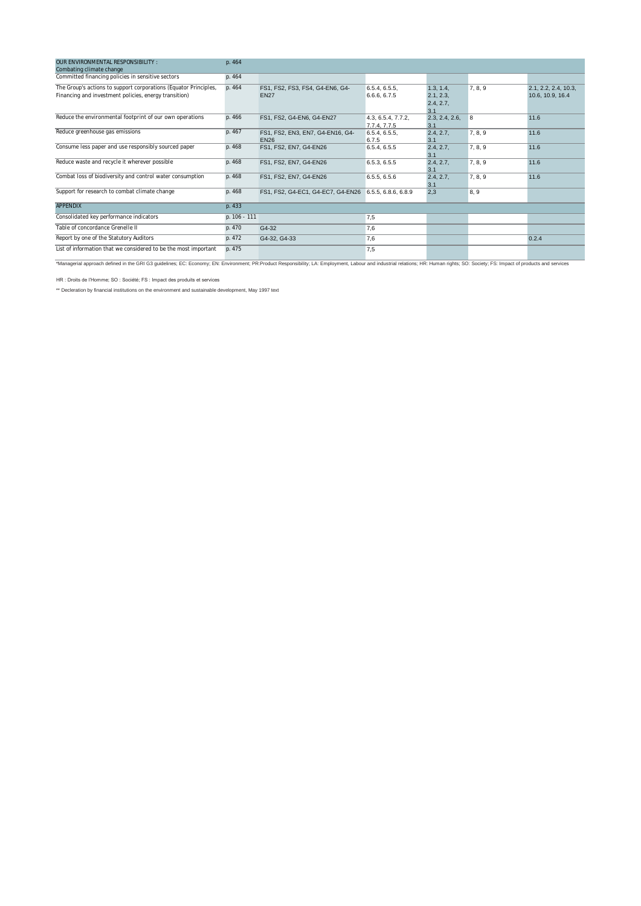| | | | | | | |
|---|---|---|---|---|---|---|
| OUR ENVIRONMENTAL RESPONSIBILITY : Combating climate change | p. 464 | | | | | |
| Committed financing policies in sensitive sectors | p. 464 | | | | | |
| The Group's actions to support corporations (Equator Principles, Financing and investment policies, energy transition) | p. 464 | FS1, FS2, FS3, FS4, G4-EN6, G4-EN27 | 6.5.4, 6.5.5, 6.6.6, 6.7.5 | 1.3, 1.4, 2.1, 2.3, 2.4, 2.7, 3.1 | 7, 8, 9 | 2.1, 2.2, 2.4, 10.3, 10.6, 10.9, 16.4 |
| Reduce the environmental footprint of our own operations | p. 466 | FS1, FS2, G4-EN6, G4-EN27 | 4.3, 6.5.4, 7.7.2, 7.7.4, 7.7.5 | 2.3, 2.4, 2.6, 3.1 | 8 | 11.6 |
| Reduce greenhouse gas emissions | p. 467 | FS1, FS2, EN3, EN7, G4-EN16, G4-EN26 | 6.5.4, 6.5.5, 6.7.5 | 2.4, 2.7, 3.1 | 7, 8, 9 | 11.6 |
| Consume less paper and use responsibly sourced paper | p. 468 | FS1, FS2, EN7, G4-EN26 | 6.5.4, 6.5.5 | 2.4, 2.7, 3.1 | 7, 8, 9 | 11.6 |
| Reduce waste and recycle it wherever possible | p. 468 | FS1, FS2, EN7, G4-EN26 | 6.5.3, 6.5.5 | 2.4, 2.7, 3.1 | 7, 8, 9 | 11.6 |
| Combat loss of biodiversity and control water consumption | p. 468 | FS1, FS2, EN7, G4-EN26 | 6.5.5, 6.5.6 | 2.4, 2.7, 3.1 | 7, 8, 9 | 11.6 |
| Support for research to combat climate change | p. 468 | FS1, FS2, G4-EC1, G4-EC7, G4-EN26 | 6.5.5, 6.8.6, 6.8.9 | 2,3 | 8, 9 | |
| APPENDIX | p. 433 | | | | | |
| Consolidated key performance indicators | p. 106 - 111 | | 7,5 | | | |
| Table of concordance Grenelle II | p. 470 | G4-32 | 7,6 | | | |
| Report by one of the Statutory Auditors | p. 472 | G4-32, G4-33 | 7,6 | | | 0.2.4 |
| List of information that we considered to be the most important | p. 475 | | 7,5 | | | |

*Managerial approach defined in the GRI G3 guidelines; EC: Economy; EN: Environment; PR:Product Responsibility; LA: Employment, Labour and industrial relations; HR: Human rights; SO: Society; FS: Impact of products and services

HR : Droits de l'Homme; SO : Société; FS : Impact des produits et services

** Decleration by financial institutions on the environment and sustainable development, May 1997 text